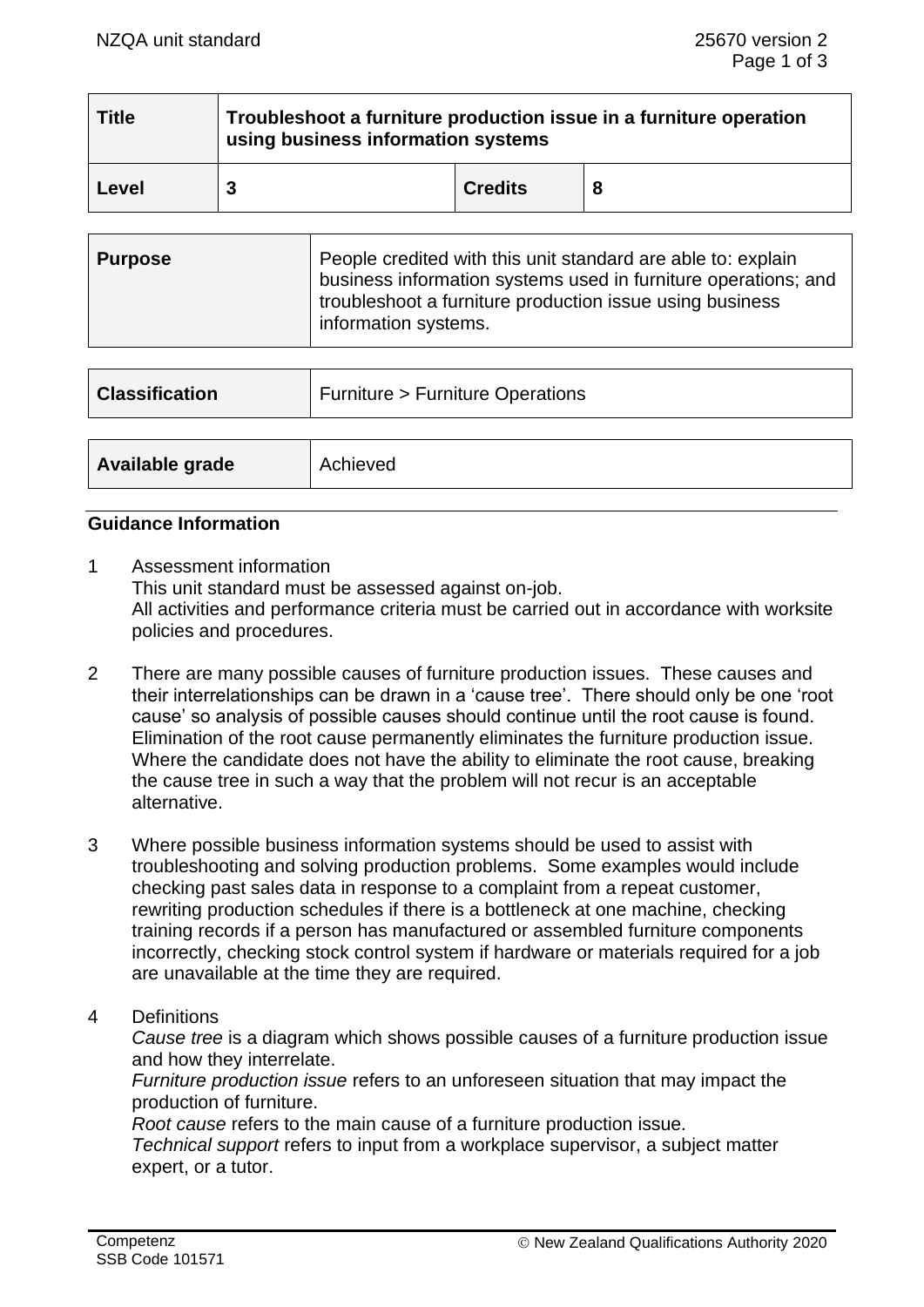| Title | Troubleshoot a furniture production issue in a furniture operation using business information systems | | |
|---|---|---|---|
| Level | 3 | Credits | 8 |

| Purpose | People credited with this unit standard are able to: explain business information systems used in furniture operations; and troubleshoot a furniture production issue using business information systems. |
|---|---|

| Classification | Furniture > Furniture Operations |
|---|---|

| Available grade | Achieved |
|---|---|

## Guidance Information

1. Assessment information
   This unit standard must be assessed against on-job.
   All activities and performance criteria must be carried out in accordance with worksite policies and procedures.

2. There are many possible causes of furniture production issues. These causes and their interrelationships can be drawn in a 'cause tree'. There should only be one 'root cause' so analysis of possible causes should continue until the root cause is found. Elimination of the root cause permanently eliminates the furniture production issue. Where the candidate does not have the ability to eliminate the root cause, breaking the cause tree in such a way that the problem will not recur is an acceptable alternative.

3. Where possible business information systems should be used to assist with troubleshooting and solving production problems. Some examples would include checking past sales data in response to a complaint from a repeat customer, rewriting production schedules if there is a bottleneck at one machine, checking training records if a person has manufactured or assembled furniture components incorrectly, checking stock control system if hardware or materials required for a job are unavailable at the time they are required.

4. Definitions
   *Cause tree* is a diagram which shows possible causes of a furniture production issue and how they interrelate.
   *Furniture production issue* refers to an unforeseen situation that may impact the production of furniture.
   *Root cause* refers to the main cause of a furniture production issue.
   *Technical support* refers to input from a workplace supervisor, a subject matter expert, or a tutor.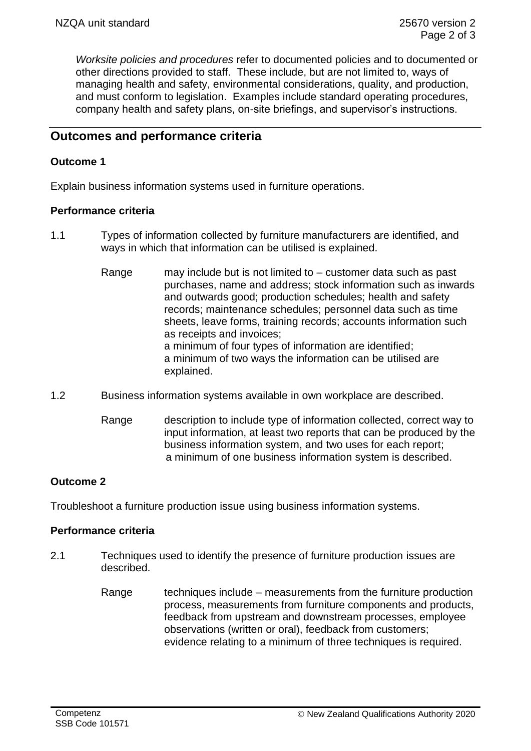*Worksite policies and procedures* refer to documented policies and to documented or other directions provided to staff. These include, but are not limited to, ways of managing health and safety, environmental considerations, quality, and production, and must conform to legislation. Examples include standard operating procedures, company health and safety plans, on-site briefings, and supervisor's instructions.

## Outcomes and performance criteria

### Outcome 1

Explain business information systems used in furniture operations.

#### Performance criteria

1.1 Types of information collected by furniture manufacturers are identified, and ways in which that information can be utilised is explained.

Range: may include but is not limited to – customer data such as past purchases, name and address; stock information such as inwards and outwards good; production schedules; health and safety records; maintenance schedules; personnel data such as time sheets, leave forms, training records; accounts information such as receipts and invoices;
a minimum of four types of information are identified;
a minimum of two ways the information can be utilised are explained.

1.2 Business information systems available in own workplace are described.

Range: description to include type of information collected, correct way to input information, at least two reports that can be produced by the business information system, and two uses for each report;
a minimum of one business information system is described.

### Outcome 2

Troubleshoot a furniture production issue using business information systems.

#### Performance criteria

2.1 Techniques used to identify the presence of furniture production issues are described.

Range: techniques include – measurements from the furniture production process, measurements from furniture components and products, feedback from upstream and downstream processes, employee observations (written or oral), feedback from customers;
evidence relating to a minimum of three techniques is required.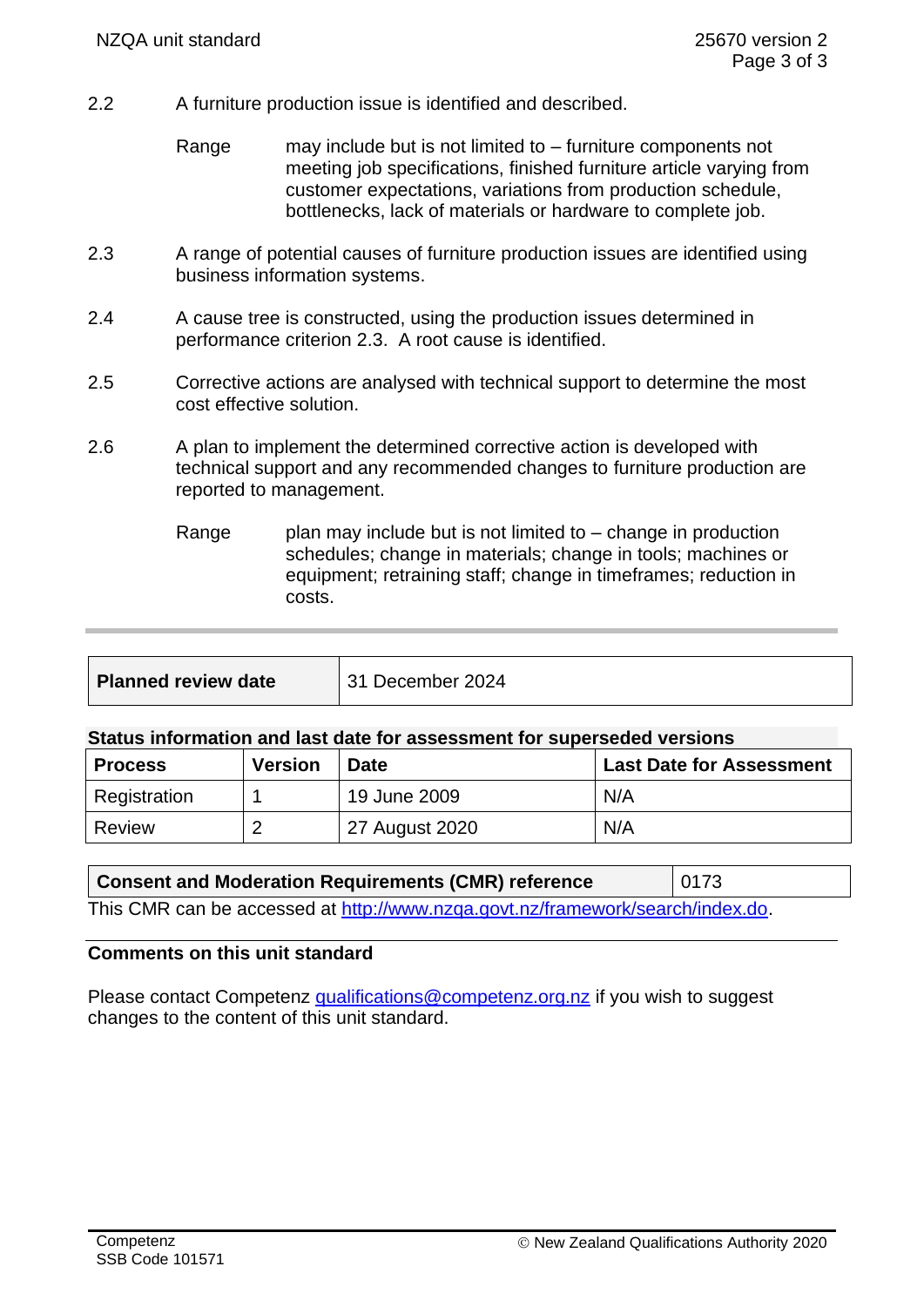2.2 A furniture production issue is identified and described.

Range may include but is not limited to – furniture components not meeting job specifications, finished furniture article varying from customer expectations, variations from production schedule, bottlenecks, lack of materials or hardware to complete job.

2.3 A range of potential causes of furniture production issues are identified using business information systems.

2.4 A cause tree is constructed, using the production issues determined in performance criterion 2.3. A root cause is identified.

2.5 Corrective actions are analysed with technical support to determine the most cost effective solution.

2.6 A plan to implement the determined corrective action is developed with technical support and any recommended changes to furniture production are reported to management.

Range plan may include but is not limited to – change in production schedules; change in materials; change in tools; machines or equipment; retraining staff; change in timeframes; reduction in costs.

| | |
|---|---|
| **Planned review date** | 31 December 2024 |

**Status information and last date for assessment for superseded versions**

| Process | Version | Date | Last Date for Assessment |
|---|---|---|---|
| Registration | 1 | 19 June 2009 | N/A |
| Review | 2 | 27 August 2020 | N/A |

| | |
|---|---|
| **Consent and Moderation Requirements (CMR) reference** | 0173 |

This CMR can be accessed at http://www.nzqa.govt.nz/framework/search/index.do.

**Comments on this unit standard**

Please contact Competenz qualifications@competenz.org.nz if you wish to suggest changes to the content of this unit standard.